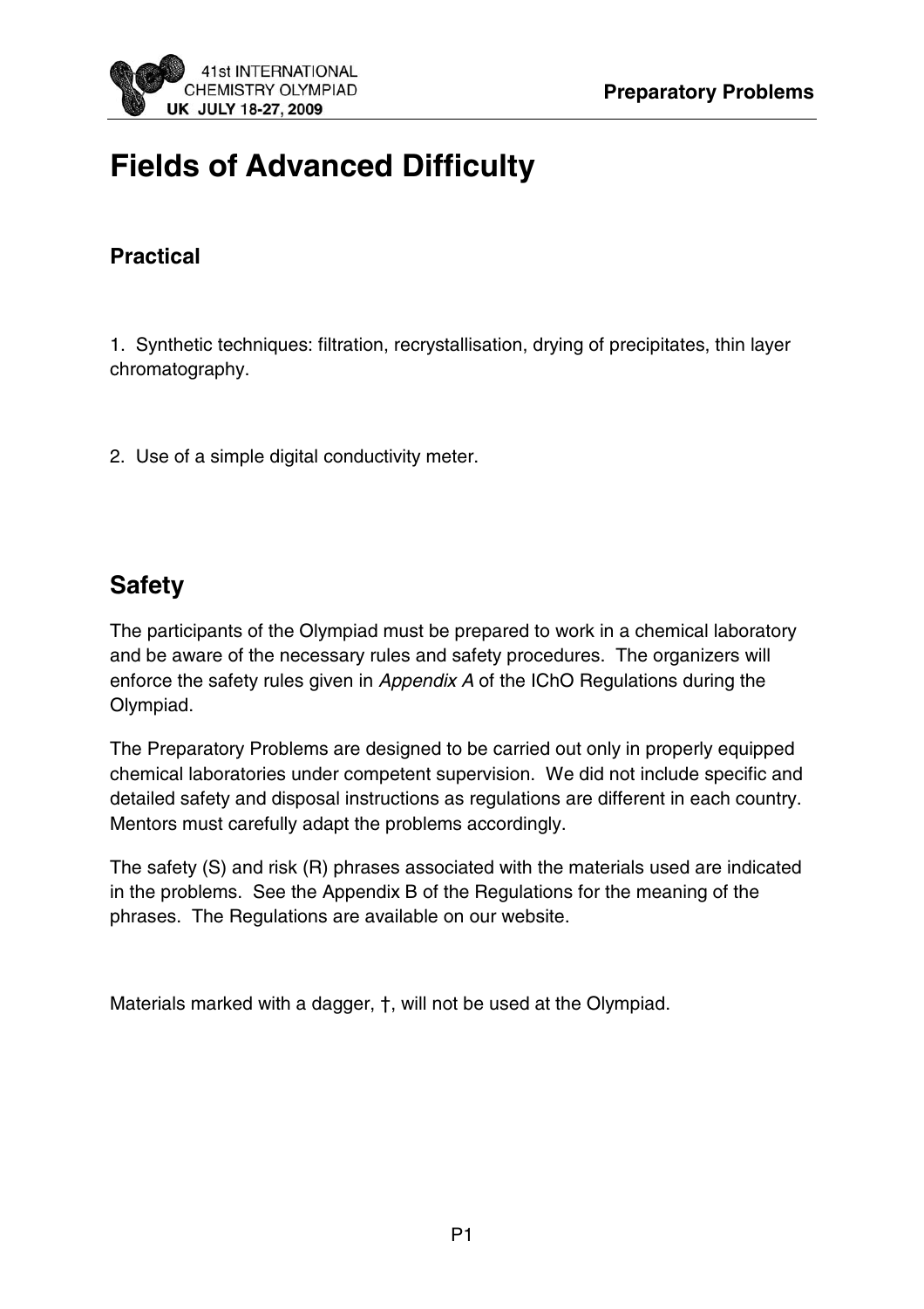# Fields of Advanced Difficulty

### Practical

1. Synthetic techniques: filtration, recrystallisation, drying of precipitates, thin layer chromatography.

2. Use of a simple digital conductivity meter.

## Safety

The participants of the Olympiad must be prepared to work in a chemical laboratory and be aware of the necessary rules and safety procedures. The organizers will enforce the safety rules given in *Appendix A* of the IChO Regulations during the Olympiad.

The Preparatory Problems are designed to be carried out only in properly equipped chemical laboratories under competent supervision. We did not include specific and detailed safety and disposal instructions as regulations are different in each country. Mentors must carefully adapt the problems accordingly.

The safety (S) and risk (R) phrases associated with the materials used are indicated in the problems. See the Appendix B of the Regulations for the meaning of the phrases. The Regulations are available on our website.

Materials marked with a dagger, †, will not be used at the Olympiad.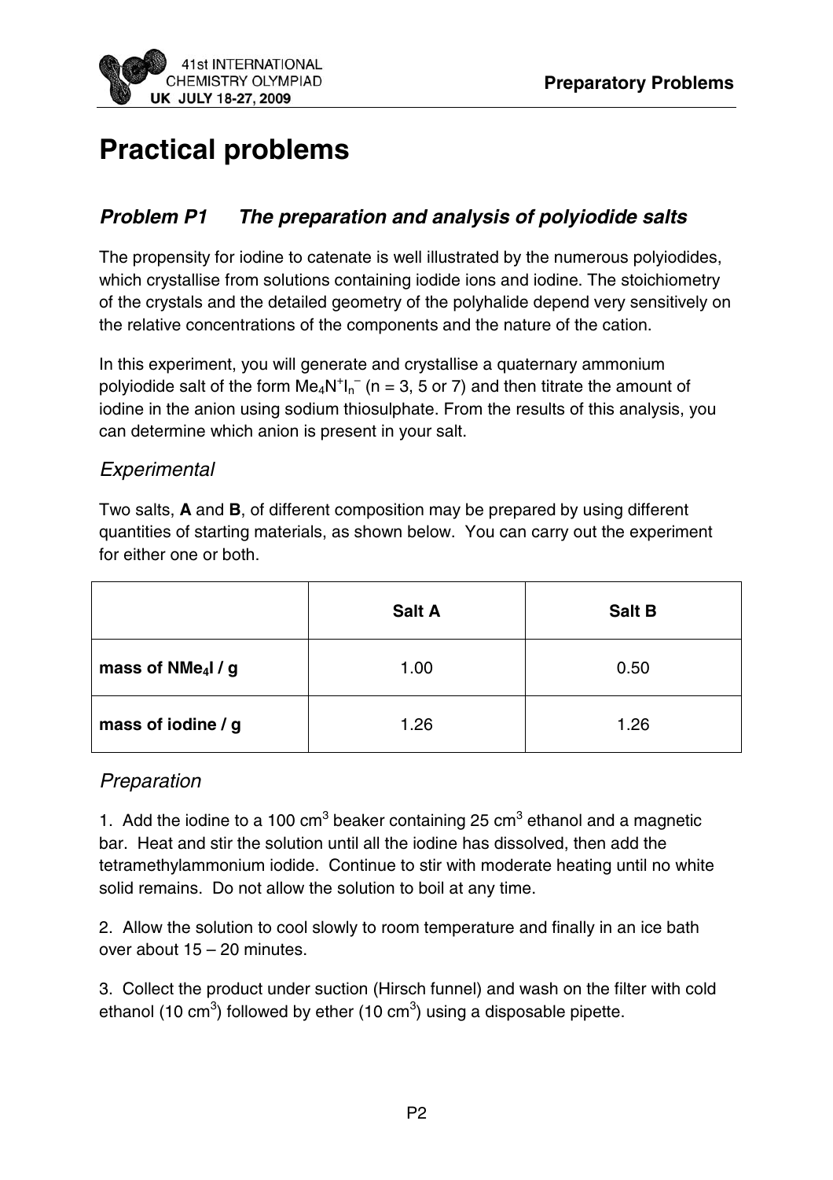# Practical problems

## *Problem P1 The preparation and analysis of polyiodide salts*

The propensity for iodine to catenate is well illustrated by the numerous polyiodides, which crystallise from solutions containing iodide ions and iodine. The stoichiometry of the crystals and the detailed geometry of the polyhalide depend very sensitively on the relative concentrations of the components and the nature of the cation.

In this experiment, you will generate and crystallise a quaternary ammonium polyiodide salt of the form $Me_4N^+I_n^-$ (n = 3, 5 or 7) and then titrate the amount of iodine in the anion using sodium thiosulphate. From the results of this analysis, you can determine which anion is present in your salt.

### *Experimental*

Two salts, **A** and **B**, of different composition may be prepared by using different quantities of starting materials, as shown below. You can carry out the experiment for either one or both.

| | **Salt A** | **Salt B** |
|---|---|---|
| **mass of $NMe_4I$ / g** | 1.00 | 0.50 |
| **mass of iodine / g** | 1.26 | 1.26 |

### *Preparation*

1. Add the iodine to a 100 $cm^3$ beaker containing 25 $cm^3$ ethanol and a magnetic bar. Heat and stir the solution until all the iodine has dissolved, then add the tetramethylammonium iodide. Continue to stir with moderate heating until no white solid remains. Do not allow the solution to boil at any time.

2. Allow the solution to cool slowly to room temperature and finally in an ice bath over about 15 – 20 minutes.

3. Collect the product under suction (Hirsch funnel) and wash on the filter with cold ethanol (10 $cm^3$) followed by ether (10 $cm^3$) using a disposable pipette.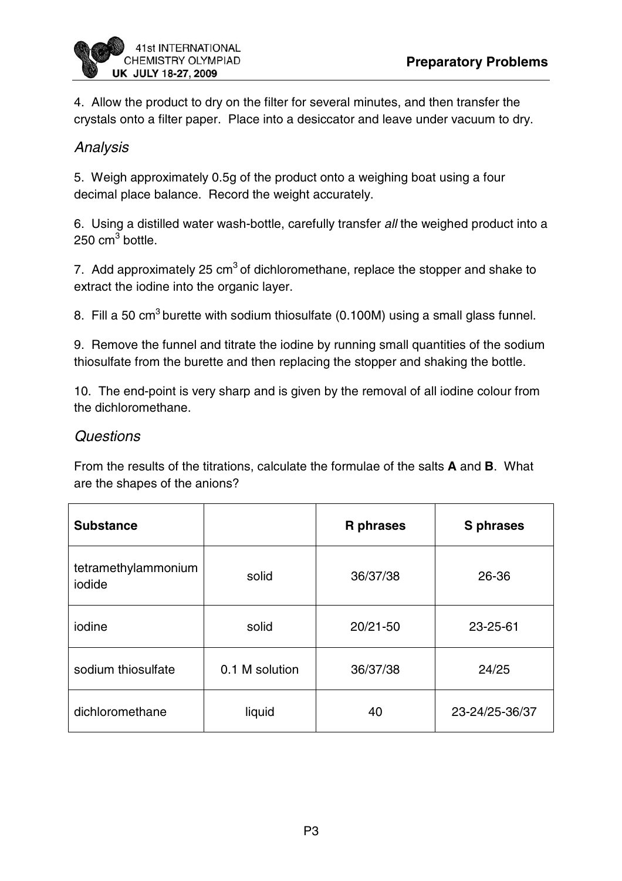4. Allow the product to dry on the filter for several minutes, and then transfer the crystals onto a filter paper. Place into a desiccator and leave under vacuum to dry.

### *Analysis*

5. Weigh approximately 0.5g of the product onto a weighing boat using a four decimal place balance. Record the weight accurately.

6. Using a distilled water wash-bottle, carefully transfer *all* the weighed product into a 250 $cm^3$ bottle.

7. Add approximately 25 $cm^3$ of dichloromethane, replace the stopper and shake to extract the iodine into the organic layer.

8. Fill a 50 $cm^3$ burette with sodium thiosulfate (0.100M) using a small glass funnel.

9. Remove the funnel and titrate the iodine by running small quantities of the sodium thiosulfate from the burette and then replacing the stopper and shaking the bottle.

10. The end-point is very sharp and is given by the removal of all iodine colour from the dichloromethane.

### *Questions*

From the results of the titrations, calculate the formulae of the salts **A** and **B**. What are the shapes of the anions?

| **Substance** | | **R phrases** | **S phrases** |
|---|---|---|---|
| tetramethylammonium iodide | solid | 36/37/38 | 26-36 |
| iodine | solid | 20/21-50 | 23-25-61 |
| sodium thiosulfate | 0.1 M solution | 36/37/38 | 24/25 |
| dichloromethane | liquid | 40 | 23-24/25-36/37 |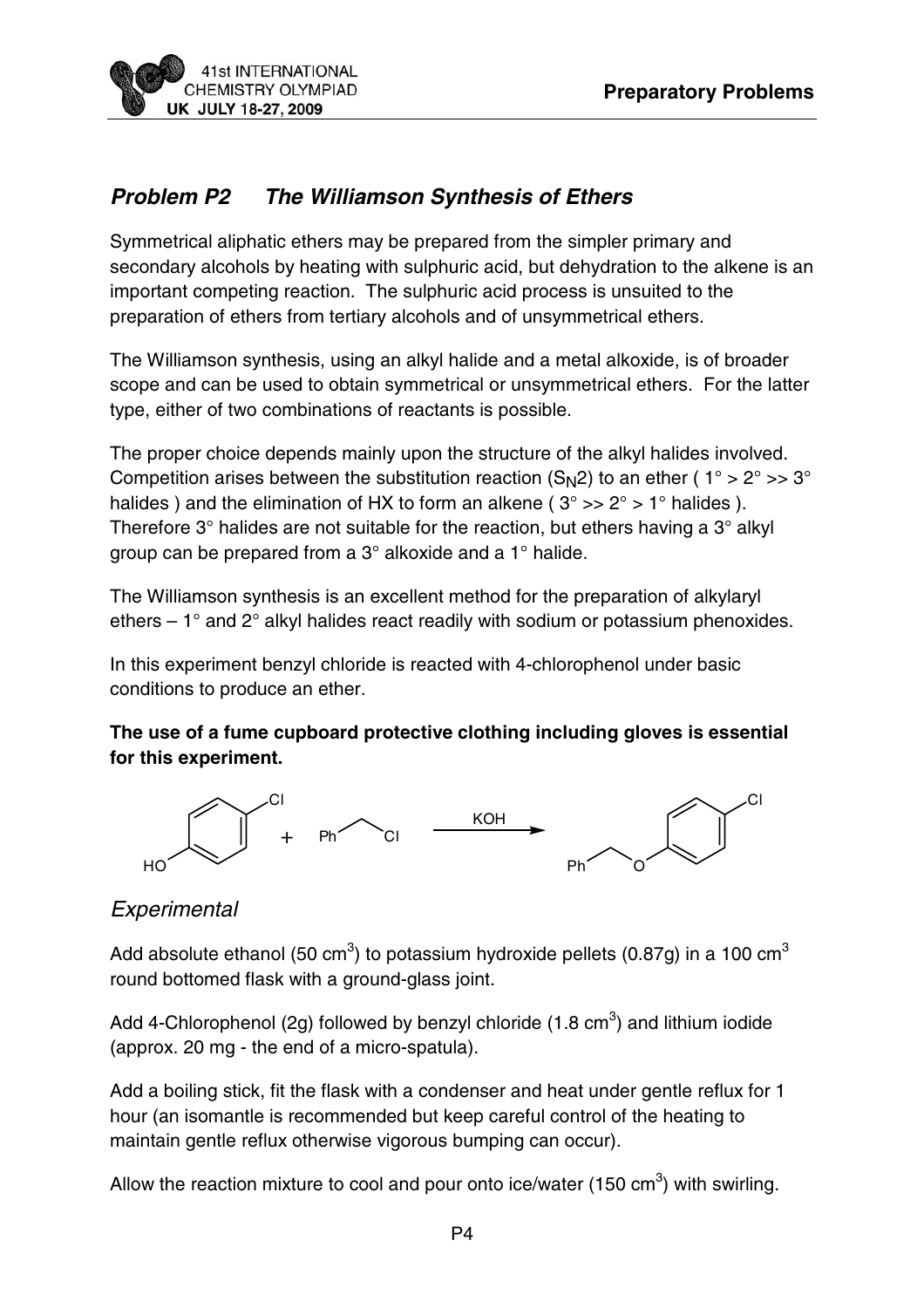## *Problem P2 The Williamson Synthesis of Ethers*

Symmetrical aliphatic ethers may be prepared from the simpler primary and secondary alcohols by heating with sulphuric acid, but dehydration to the alkene is an important competing reaction. The sulphuric acid process is unsuited to the preparation of ethers from tertiary alcohols and of unsymmetrical ethers.

The Williamson synthesis, using an alkyl halide and a metal alkoxide, is of broader scope and can be used to obtain symmetrical or unsymmetrical ethers. For the latter type, either of two combinations of reactants is possible.

The proper choice depends mainly upon the structure of the alkyl halides involved. Competition arises between the substitution reaction ($S_N2$) to an ether ( 1° > 2° >> 3° halides ) and the elimination of HX to form an alkene ( 3° >> 2° > 1° halides ). Therefore 3° halides are not suitable for the reaction, but ethers having a 3° alkyl group can be prepared from a 3° alkoxide and a 1° halide.

The Williamson synthesis is an excellent method for the preparation of alkylaryl ethers – 1° and 2° alkyl halides react readily with sodium or potassium phenoxides.

In this experiment benzyl chloride is reacted with 4-chlorophenol under basic conditions to produce an ether.

**The use of a fume cupboard protective clothing including gloves is essential for this experiment.**

4-chlorophenol + PhCH$_2$Cl $\xrightarrow{\text{KOH}}$ PhCH$_2$O–C$_6$H$_4$–Cl

### *Experimental*

Add absolute ethanol (50 cm$^3$) to potassium hydroxide pellets (0.87g) in a 100 cm$^3$ round bottomed flask with a ground-glass joint.

Add 4-Chlorophenol (2g) followed by benzyl chloride (1.8 cm$^3$) and lithium iodide (approx. 20 mg - the end of a micro-spatula).

Add a boiling stick, fit the flask with a condenser and heat under gentle reflux for 1 hour (an isomantle is recommended but keep careful control of the heating to maintain gentle reflux otherwise vigorous bumping can occur).

Allow the reaction mixture to cool and pour onto ice/water (150 cm$^3$) with swirling.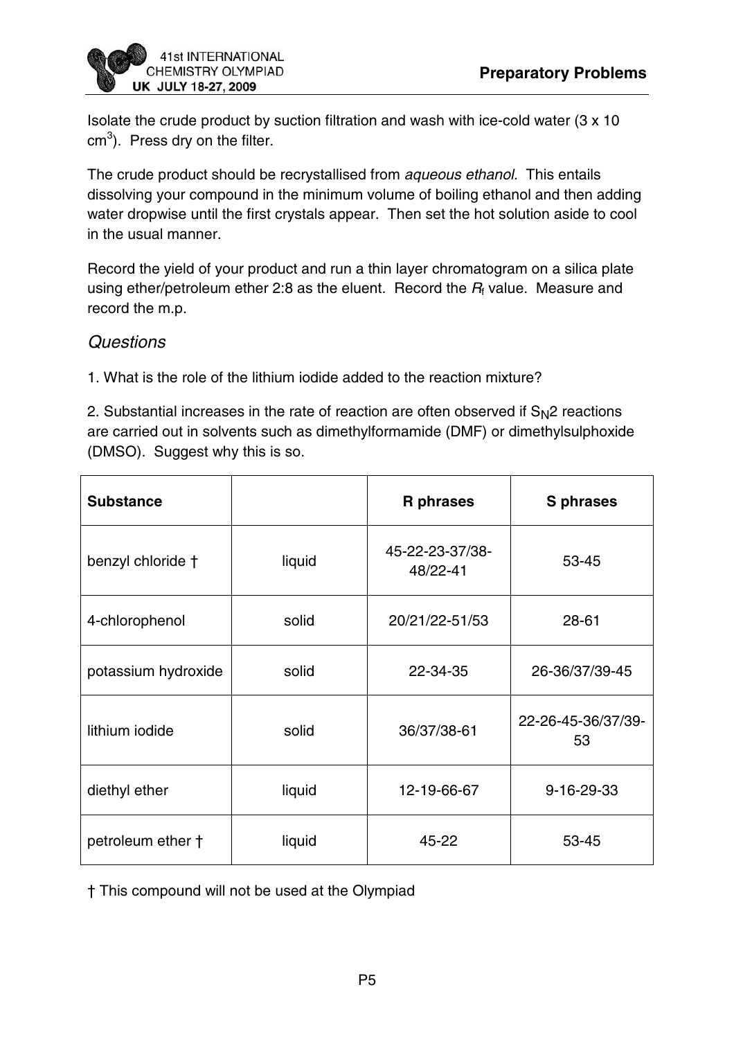Isolate the crude product by suction filtration and wash with ice-cold water (3 x 10 $cm^3$). Press dry on the filter.

The crude product should be recrystallised from *aqueous ethanol.* This entails dissolving your compound in the minimum volume of boiling ethanol and then adding water dropwise until the first crystals appear. Then set the hot solution aside to cool in the usual manner.

Record the yield of your product and run a thin layer chromatogram on a silica plate using ether/petroleum ether 2:8 as the eluent. Record the $R_f$ value. Measure and record the m.p.

## *Questions*

1. What is the role of the lithium iodide added to the reaction mixture?

2. Substantial increases in the rate of reaction are often observed if $S_N2$ reactions are carried out in solvents such as dimethylformamide (DMF) or dimethylsulphoxide (DMSO). Suggest why this is so.

| **Substance** | | **R phrases** | **S phrases** |
|---|---|---|---|
| benzyl chloride † | liquid | 45-22-23-37/38-48/22-41 | 53-45 |
| 4-chlorophenol | solid | 20/21/22-51/53 | 28-61 |
| potassium hydroxide | solid | 22-34-35 | 26-36/37/39-45 |
| lithium iodide | solid | 36/37/38-61 | 22-26-45-36/37/39-53 |
| diethyl ether | liquid | 12-19-66-67 | 9-16-29-33 |
| petroleum ether † | liquid | 45-22 | 53-45 |

† This compound will not be used at the Olympiad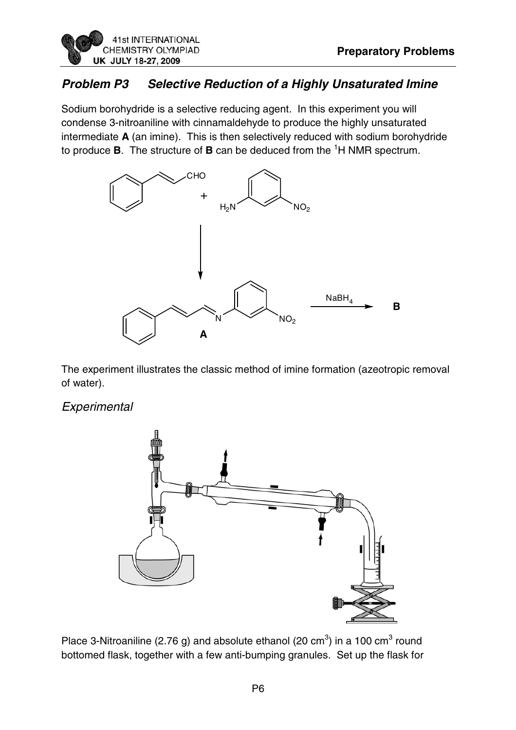## *Problem P3 Selective Reduction of a Highly Unsaturated Imine*

Sodium borohydride is a selective reducing agent. In this experiment you will condense 3-nitroaniline with cinnamaldehyde to produce the highly unsaturated intermediate **A** (an imine). This is then selectively reduced with sodium borohydride to produce **B**. The structure of **B** can be deduced from the $^1$H NMR spectrum.

The experiment illustrates the classic method of imine formation (azeotropic removal of water).

### *Experimental*

Place 3-Nitroaniline (2.76 g) and absolute ethanol (20 cm$^3$) in a 100 cm$^3$ round bottomed flask, together with a few anti-bumping granules. Set up the flask for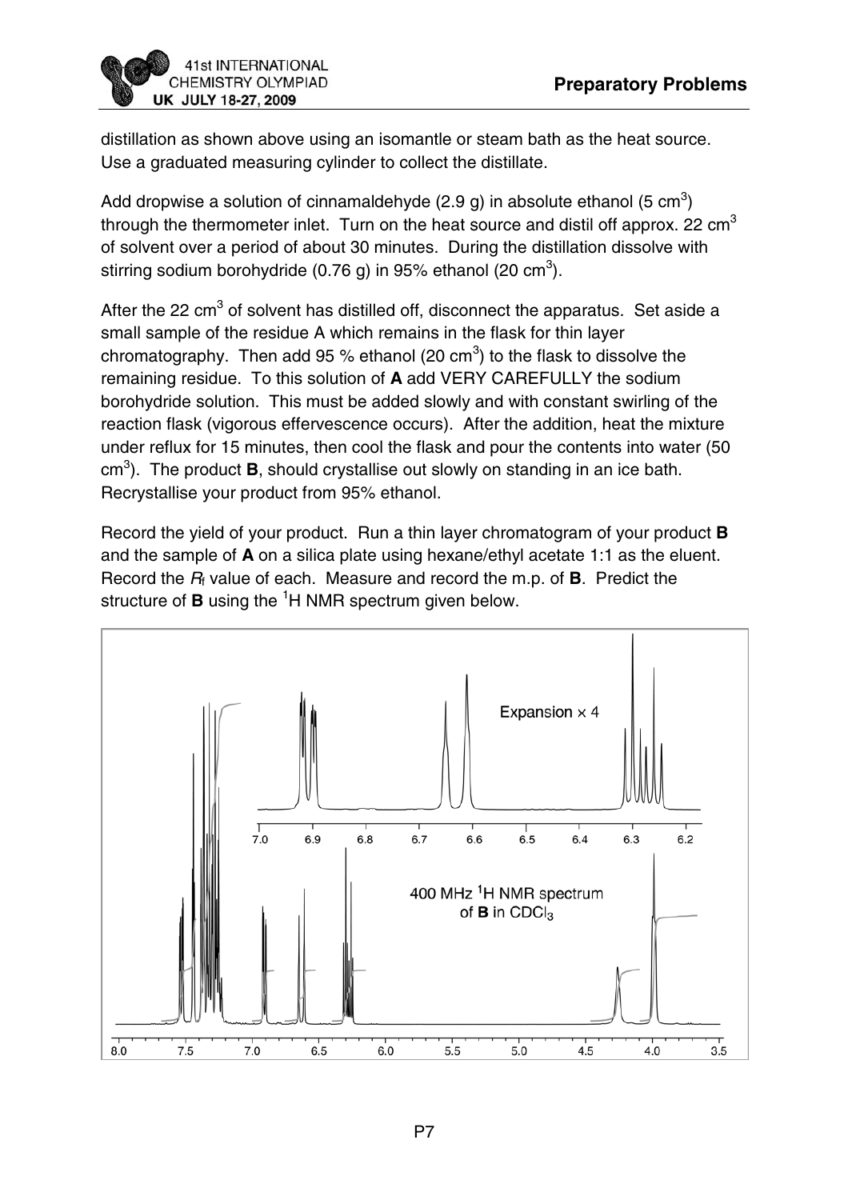distillation as shown above using an isomantle or steam bath as the heat source. Use a graduated measuring cylinder to collect the distillate.

Add dropwise a solution of cinnamaldehyde (2.9 g) in absolute ethanol (5 cm$^3$) through the thermometer inlet. Turn on the heat source and distil off approx. 22 cm$^3$ of solvent over a period of about 30 minutes. During the distillation dissolve with stirring sodium borohydride (0.76 g) in 95% ethanol (20 cm$^3$).

After the 22 cm$^3$ of solvent has distilled off, disconnect the apparatus. Set aside a small sample of the residue A which remains in the flask for thin layer chromatography. Then add 95 % ethanol (20 cm$^3$) to the flask to dissolve the remaining residue. To this solution of **A** add VERY CAREFULLY the sodium borohydride solution. This must be added slowly and with constant swirling of the reaction flask (vigorous effervescence occurs). After the addition, heat the mixture under reflux for 15 minutes, then cool the flask and pour the contents into water (50 cm$^3$). The product **B**, should crystallise out slowly on standing in an ice bath. Recrystallise your product from 95% ethanol.

Record the yield of your product. Run a thin layer chromatogram of your product **B** and the sample of **A** on a silica plate using hexane/ethyl acetate 1:1 as the eluent. Record the $R_f$ value of each. Measure and record the m.p. of **B**. Predict the structure of **B** using the $^1$H NMR spectrum given below.

400 MHz $^1$H NMR spectrum of **B** in $CDCl_3$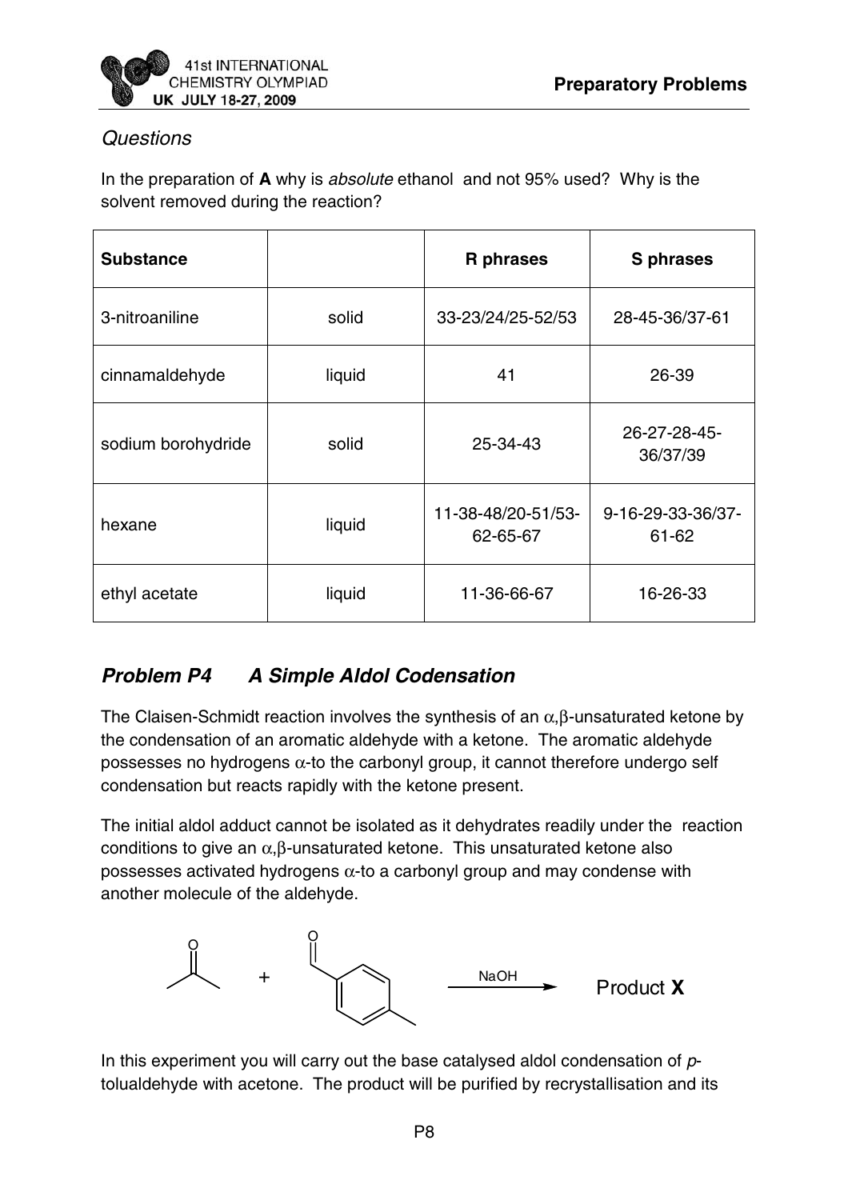*Questions*

In the preparation of **A** why is *absolute* ethanol and not 95% used? Why is the solvent removed during the reaction?

| **Substance** | | **R phrases** | **S phrases** |
|---|---|---|---|
| 3-nitroaniline | solid | 33-23/24/25-52/53 | 28-45-36/37-61 |
| cinnamaldehyde | liquid | 41 | 26-39 |
| sodium borohydride | solid | 25-34-43 | 26-27-28-45-36/37/39 |
| hexane | liquid | 11-38-48/20-51/53-62-65-67 | 9-16-29-33-36/37-61-62 |
| ethyl acetate | liquid | 11-36-66-67 | 16-26-33 |

## *Problem P4 A Simple Aldol Codensation*

The Claisen-Schmidt reaction involves the synthesis of an $\alpha,\beta$-unsaturated ketone by the condensation of an aromatic aldehyde with a ketone. The aromatic aldehyde possesses no hydrogens $\alpha$-to the carbonyl group, it cannot therefore undergo self condensation but reacts rapidly with the ketone present.

The initial aldol adduct cannot be isolated as it dehydrates readily under the reaction conditions to give an $\alpha,\beta$-unsaturated ketone. This unsaturated ketone also possesses activated hydrogens $\alpha$-to a carbonyl group and may condense with another molecule of the aldehyde.

Acetone + p-tolualdehyde —NaOH→ Product **X**

In this experiment you will carry out the base catalysed aldol condensation of *p*-tolualdehyde with acetone. The product will be purified by recrystallisation and its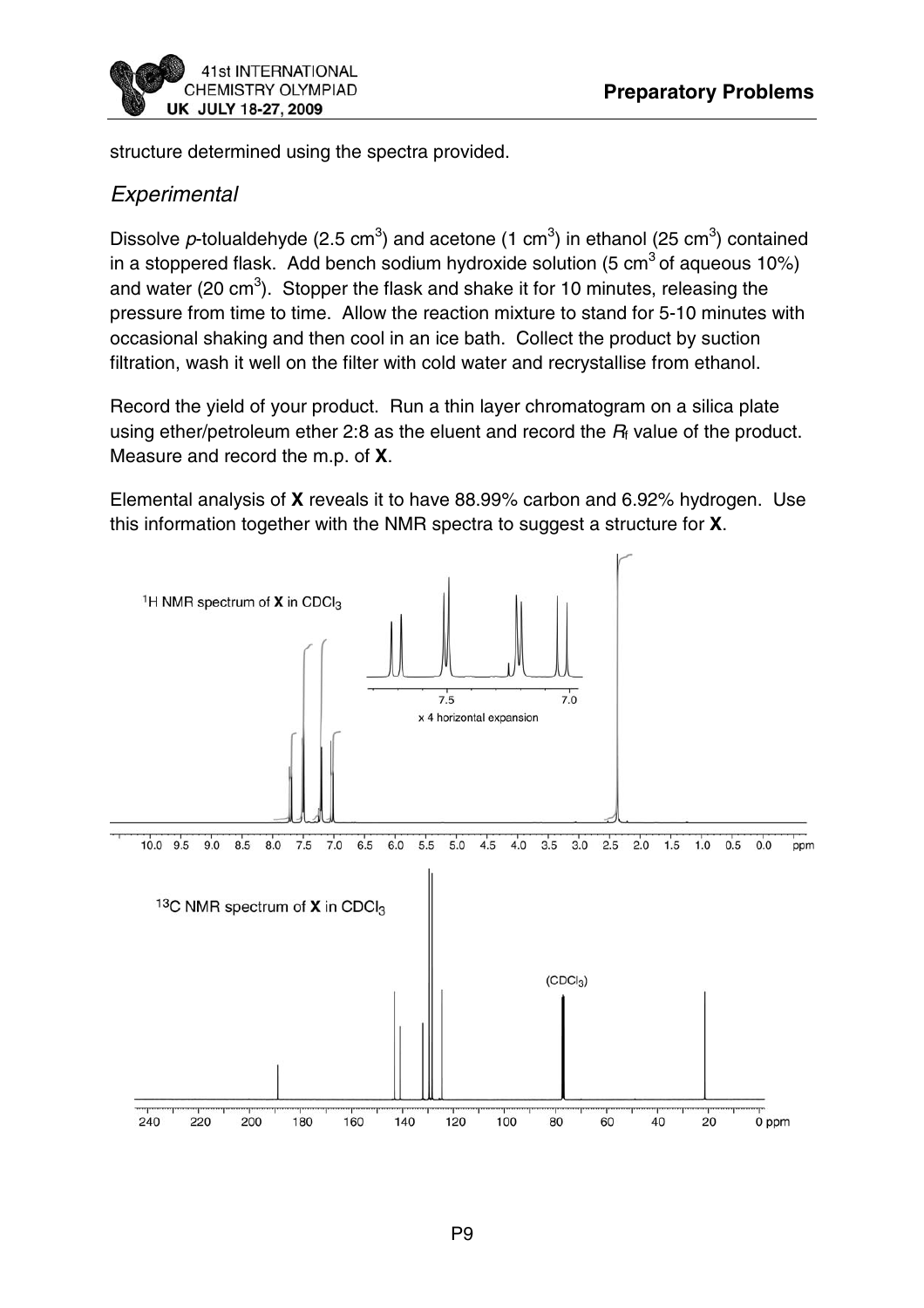structure determined using the spectra provided.

## *Experimental*

Dissolve *p*-tolualdehyde (2.5 $cm^3$) and acetone (1 $cm^3$) in ethanol (25 $cm^3$) contained in a stoppered flask. Add bench sodium hydroxide solution (5 $cm^3$ of aqueous 10%) and water (20 $cm^3$). Stopper the flask and shake it for 10 minutes, releasing the pressure from time to time. Allow the reaction mixture to stand for 5-10 minutes with occasional shaking and then cool in an ice bath. Collect the product by suction filtration, wash it well on the filter with cold water and recrystallise from ethanol.

Record the yield of your product. Run a thin layer chromatogram on a silica plate using ether/petroleum ether 2:8 as the eluent and record the $R_f$ value of the product. Measure and record the m.p. of **X**.

Elemental analysis of **X** reveals it to have 88.99% carbon and 6.92% hydrogen. Use this information together with the NMR spectra to suggest a structure for **X**.

$^1$H NMR spectrum of **X** in $CDCl_3$

x 4 horizontal expansion

$^{13}$C NMR spectrum of **X** in $CDCl_3$

($CDCl_3$)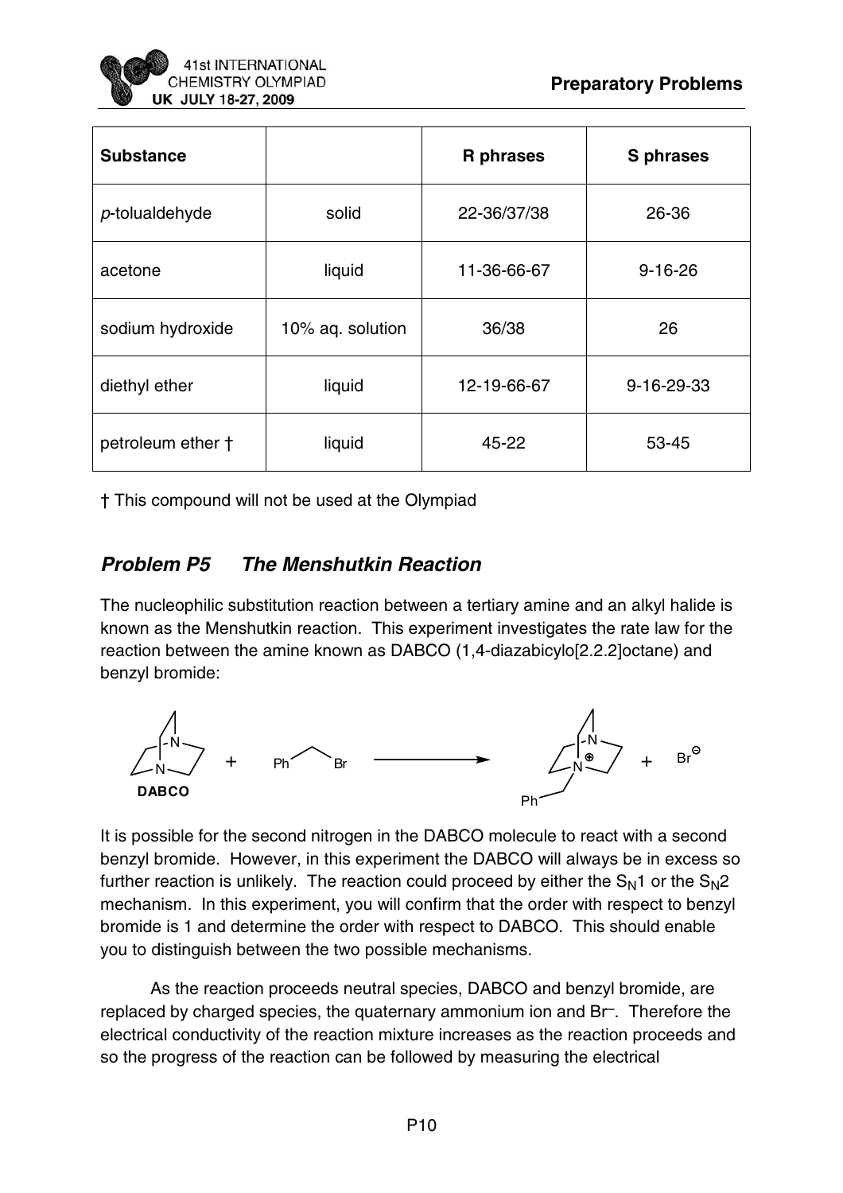| Substance | | R phrases | S phrases |
|---|---|---|---|
| *p*-tolualdehyde | solid | 22-36/37/38 | 26-36 |
| acetone | liquid | 11-36-66-67 | 9-16-26 |
| sodium hydroxide | 10% aq. solution | 36/38 | 26 |
| diethyl ether | liquid | 12-19-66-67 | 9-16-29-33 |
| petroleum ether † | liquid | 45-22 | 53-45 |

† This compound will not be used at the Olympiad

## *Problem P5 The Menshutkin Reaction*

The nucleophilic substitution reaction between a tertiary amine and an alkyl halide is known as the Menshutkin reaction. This experiment investigates the rate law for the reaction between the amine known as DABCO (1,4-diazabicylo[2.2.2]octane) and benzyl bromide:

DABCO + PhCH$_2$Br ⟶ PhCH$_2$–DABCO$^{+}$ + Br$^{-}$

It is possible for the second nitrogen in the DABCO molecule to react with a second benzyl bromide. However, in this experiment the DABCO will always be in excess so further reaction is unlikely. The reaction could proceed by either the $S_N1$ or the $S_N2$ mechanism. In this experiment, you will confirm that the order with respect to benzyl bromide is 1 and determine the order with respect to DABCO. This should enable you to distinguish between the two possible mechanisms.

As the reaction proceeds neutral species, DABCO and benzyl bromide, are replaced by charged species, the quaternary ammonium ion and $Br^{-}$. Therefore the electrical conductivity of the reaction mixture increases as the reaction proceeds and so the progress of the reaction can be followed by measuring the electrical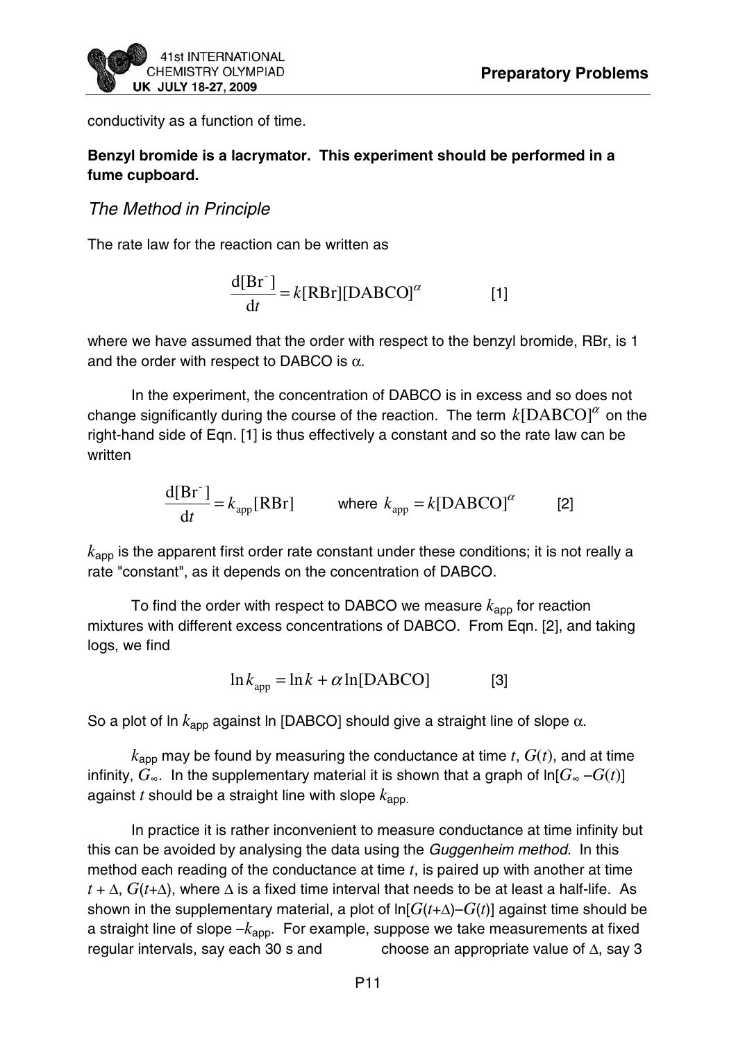conductivity as a function of time.

**Benzyl bromide is a lacrymator. This experiment should be performed in a fume cupboard.**

### *The Method in Principle*

The rate law for the reaction can be written as

$$\frac{\mathrm{d}[\mathrm{Br}^-]}{\mathrm{d}t} = k[\mathrm{RBr}][\mathrm{DABCO}]^{\alpha} \qquad [1]$$

where we have assumed that the order with respect to the benzyl bromide, RBr, is 1 and the order with respect to DABCO is $\alpha$.

In the experiment, the concentration of DABCO is in excess and so does not change significantly during the course of the reaction. The term $k[\mathrm{DABCO}]^{\alpha}$ on the right-hand side of Eqn. [1] is thus effectively a constant and so the rate law can be written

$$\frac{\mathrm{d}[\mathrm{Br}^-]}{\mathrm{d}t} = k_{\mathrm{app}}[\mathrm{RBr}] \qquad \text{where } k_{\mathrm{app}} = k[\mathrm{DABCO}]^{\alpha} \qquad [2]$$

$k_{\mathrm{app}}$ is the apparent first order rate constant under these conditions; it is not really a rate "constant", as it depends on the concentration of DABCO.

To find the order with respect to DABCO we measure $k_{\mathrm{app}}$ for reaction mixtures with different excess concentrations of DABCO. From Eqn. [2], and taking logs, we find

$$\ln k_{\mathrm{app}} = \ln k + \alpha \ln[\mathrm{DABCO}] \qquad [3]$$

So a plot of ln $k_{\mathrm{app}}$ against ln [DABCO] should give a straight line of slope $\alpha$.

$k_{\mathrm{app}}$ may be found by measuring the conductance at time $t$, $G(t)$, and at time infinity, $G_{\infty}$. In the supplementary material it is shown that a graph of $\ln[G_{\infty} - G(t)]$ against $t$ should be a straight line with slope $k_{\mathrm{app}}$.

In practice it is rather inconvenient to measure conductance at time infinity but this can be avoided by analysing the data using the *Guggenheim method.* In this method each reading of the conductance at time $t$, is paired up with another at time $t + \Delta$, $G(t+\Delta)$, where $\Delta$ is a fixed time interval that needs to be at least a half-life. As shown in the supplementary material, a plot of $\ln[G(t+\Delta) - G(t)]$ against time should be a straight line of slope $-k_{\mathrm{app}}$. For example, suppose we take measurements at fixed regular intervals, say each 30 s and choose an appropriate value of $\Delta$, say 3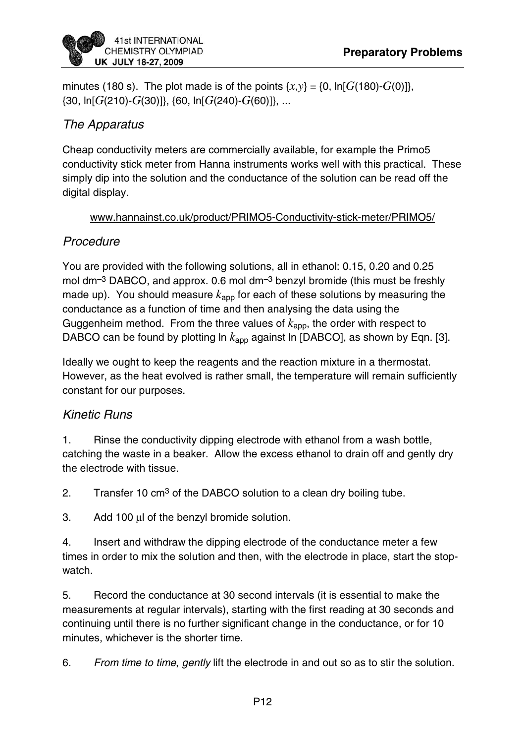minutes (180 s). The plot made is of the points $\{x,y\} = \{0, \ln[G(180)\text{-}G(0)]\}$, $\{30, \ln[G(210)\text{-}G(30)]\}$, $\{60, \ln[G(240)\text{-}G(60)]\}$, ...

## *The Apparatus*

Cheap conductivity meters are commercially available, for example the Primo5 conductivity stick meter from Hanna instruments works well with this practical. These simply dip into the solution and the conductance of the solution can be read off the digital display.

www.hannainst.co.uk/product/PRIMO5-Conductivity-stick-meter/PRIMO5/

## *Procedure*

You are provided with the following solutions, all in ethanol: 0.15, 0.20 and 0.25 mol dm$^{-3}$ DABCO, and approx. 0.6 mol dm$^{-3}$ benzyl bromide (this must be freshly made up). You should measure $k_{\text{app}}$ for each of these solutions by measuring the conductance as a function of time and then analysing the data using the Guggenheim method. From the three values of $k_{\text{app}}$, the order with respect to DABCO can be found by plotting ln $k_{\text{app}}$ against ln [DABCO], as shown by Eqn. [3].

Ideally we ought to keep the reagents and the reaction mixture in a thermostat. However, as the heat evolved is rather small, the temperature will remain sufficiently constant for our purposes.

## *Kinetic Runs*

1. Rinse the conductivity dipping electrode with ethanol from a wash bottle, catching the waste in a beaker. Allow the excess ethanol to drain off and gently dry the electrode with tissue.

2. Transfer 10 cm$^3$ of the DABCO solution to a clean dry boiling tube.

3. Add 100 μl of the benzyl bromide solution.

4. Insert and withdraw the dipping electrode of the conductance meter a few times in order to mix the solution and then, with the electrode in place, start the stop-watch.

5. Record the conductance at 30 second intervals (it is essential to make the measurements at regular intervals), starting with the first reading at 30 seconds and continuing until there is no further significant change in the conductance, or for 10 minutes, whichever is the shorter time.

6. *From time to time*, *gently* lift the electrode in and out so as to stir the solution.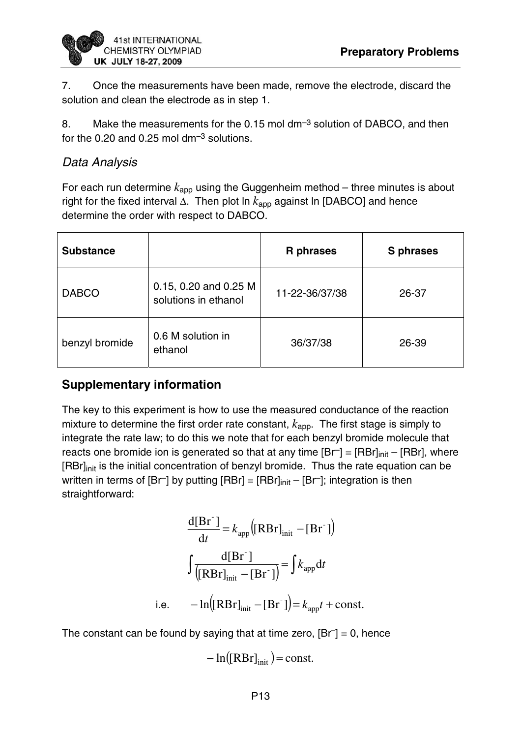7. Once the measurements have been made, remove the electrode, discard the solution and clean the electrode as in step 1.

8. Make the measurements for the 0.15 mol dm$^{-3}$ solution of DABCO, and then for the 0.20 and 0.25 mol dm$^{-3}$ solutions.

### *Data Analysis*

For each run determine $k_{app}$ using the Guggenheim method – three minutes is about right for the fixed interval $\Delta$. Then plot ln $k_{app}$ against ln [DABCO] and hence determine the order with respect to DABCO.

| **Substance** | | **R phrases** | **S phrases** |
|---|---|---|---|
| DABCO | 0.15, 0.20 and 0.25 M solutions in ethanol | 11-22-36/37/38 | 26-37 |
| benzyl bromide | 0.6 M solution in ethanol | 36/37/38 | 26-39 |

## Supplementary information

The key to this experiment is how to use the measured conductance of the reaction mixture to determine the first order rate constant, $k_{app}$. The first stage is simply to integrate the rate law; to do this we note that for each benzyl bromide molecule that reacts one bromide ion is generated so that at any time $[Br^-] = [RBr]_{init} - [RBr]$, where $[RBr]_{init}$ is the initial concentration of benzyl bromide. Thus the rate equation can be written in terms of $[Br^-]$ by putting $[RBr] = [RBr]_{init} - [Br^-]$; integration is then straightforward:

$$\frac{d[Br^-]}{dt} = k_{app}\left([RBr]_{init} - [Br^-]\right)$$

$$\int \frac{d[Br^-]}{\left([RBr]_{init} - [Br^-]\right)} = \int k_{app} dt$$

$$\text{i.e.} \qquad -\ln\left([RBr]_{init} - [Br^-]\right) = k_{app}t + \text{const.}$$

The constant can be found by saying that at time zero, $[Br^-] = 0$, hence

$$-\ln\left([RBr]_{init}\right) = \text{const.}$$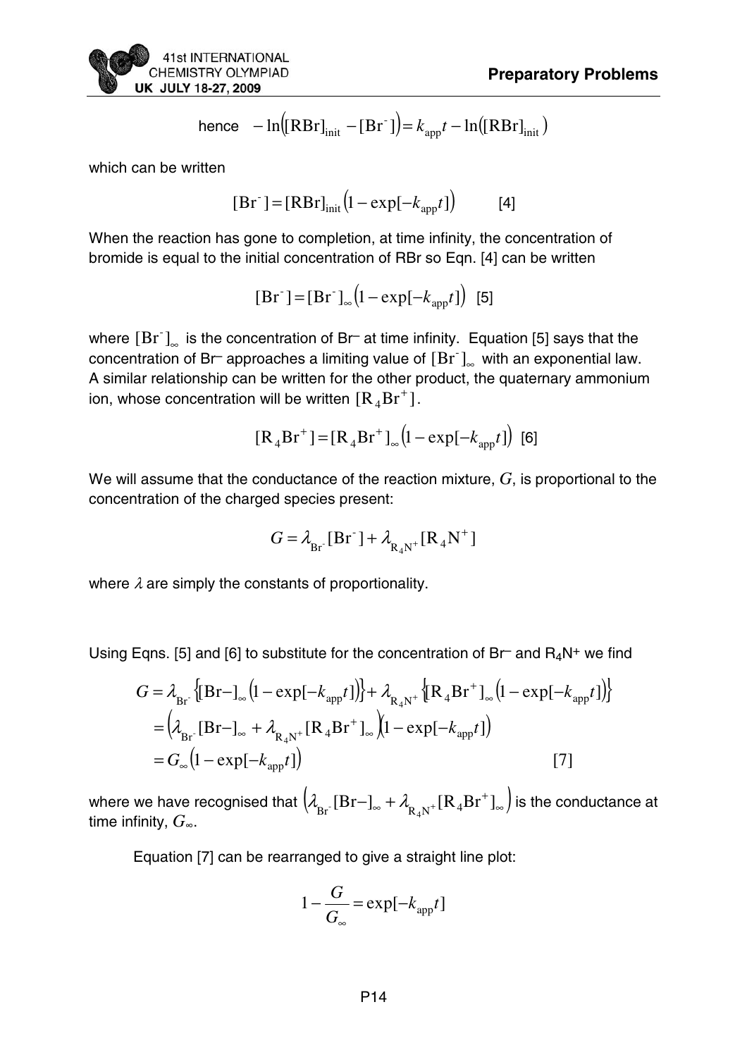hence $-\ln([\text{RBr}]_{\text{init}} - [\text{Br}^-]) = k_{\text{app}}t - \ln([\text{RBr}]_{\text{init}})$

which can be written

$$[\text{Br}^-] = [\text{RBr}]_{\text{init}}(1 - \exp[-k_{\text{app}}t]) \qquad [4]$$

When the reaction has gone to completion, at time infinity, the concentration of bromide is equal to the initial concentration of RBr so Eqn. [4] can be written

$$[\text{Br}^-] = [\text{Br}^-]_\infty(1 - \exp[-k_{\text{app}}t]) \quad [5]$$

where $[\text{Br}^-]_\infty$ is the concentration of $\text{Br}^-$ at time infinity. Equation [5] says that the concentration of $\text{Br}^-$ approaches a limiting value of $[\text{Br}^-]_\infty$ with an exponential law. A similar relationship can be written for the other product, the quaternary ammonium ion, whose concentration will be written $[\text{R}_4\text{Br}^+]$.

$$[\text{R}_4\text{Br}^+] = [\text{R}_4\text{Br}^+]_\infty(1 - \exp[-k_{\text{app}}t]) \quad [6]$$

We will assume that the conductance of the reaction mixture, $G$, is proportional to the concentration of the charged species present:

$$G = \lambda_{\text{Br}^-}[\text{Br}^-] + \lambda_{\text{R}_4\text{N}^+}[\text{R}_4\text{N}^+]$$

where $\lambda$ are simply the constants of proportionality.

Using Eqns. [5] and [6] to substitute for the concentration of $\text{Br}^-$ and $\text{R}_4\text{N}^+$ we find

$$\begin{aligned}
G &= \lambda_{\text{Br}^-}\{[\text{Br}-]_\infty(1 - \exp[-k_{\text{app}}t])\} + \lambda_{\text{R}_4\text{N}^+}\{[\text{R}_4\text{Br}^+]_\infty(1 - \exp[-k_{\text{app}}t])\} \\
&= (\lambda_{\text{Br}^-}[\text{Br}-]_\infty + \lambda_{\text{R}_4\text{N}^+}[\text{R}_4\text{Br}^+]_\infty)(1 - \exp[-k_{\text{app}}t]) \\
&= G_\infty(1 - \exp[-k_{\text{app}}t]) \qquad\qquad [7]
\end{aligned}$$

where we have recognised that $(\lambda_{\text{Br}^-}[\text{Br}-]_\infty + \lambda_{\text{R}_4\text{N}^+}[\text{R}_4\text{Br}^+]_\infty)$ is the conductance at time infinity, $G_\infty$.

Equation [7] can be rearranged to give a straight line plot:

$$1 - \frac{G}{G_\infty} = \exp[-k_{\text{app}}t]$$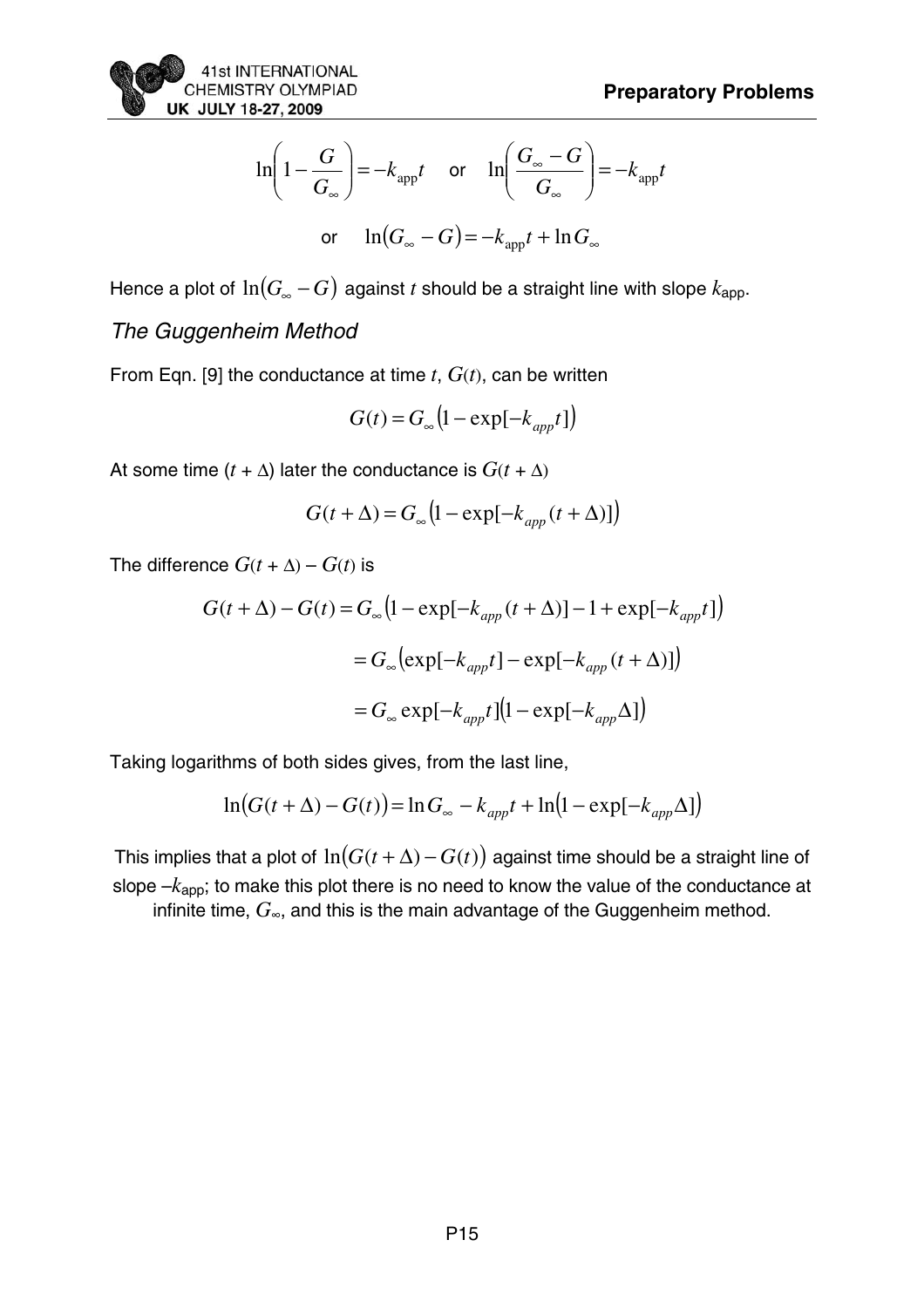$$\ln\left(1-\frac{G}{G_\infty}\right)=-k_{\text{app}}t \quad \text{or} \quad \ln\left(\frac{G_\infty - G}{G_\infty}\right)=-k_{\text{app}}t$$

$$\text{or} \quad \ln(G_\infty - G) = -k_{\text{app}}t + \ln G_\infty$$

Hence a plot of $\ln(G_\infty - G)$ against $t$ should be a straight line with slope $k_{\text{app}}$.

### *The Guggenheim Method*

From Eqn. [9] the conductance at time $t$, $G(t)$, can be written

$$G(t) = G_\infty\left(1-\exp[-k_{app}t]\right)$$

At some time $(t + \Delta)$ later the conductance is $G(t + \Delta)$

$$G(t+\Delta) = G_\infty\left(1-\exp[-k_{app}(t+\Delta)]\right)$$

The difference $G(t + \Delta) - G(t)$ is

$$\begin{aligned}
G(t+\Delta) - G(t) &= G_\infty\left(1-\exp[-k_{app}(t+\Delta)] - 1 + \exp[-k_{app}t]\right) \\
&= G_\infty\left(\exp[-k_{app}t] - \exp[-k_{app}(t+\Delta)]\right) \\
&= G_\infty \exp[-k_{app}t]\left(1-\exp[-k_{app}\Delta]\right)
\end{aligned}$$

Taking logarithms of both sides gives, from the last line,

$$\ln\left(G(t+\Delta) - G(t)\right) = \ln G_\infty - k_{app}t + \ln\left(1-\exp[-k_{app}\Delta]\right)$$

This implies that a plot of $\ln\left(G(t+\Delta) - G(t)\right)$ against time should be a straight line of slope $-k_{\text{app}}$; to make this plot there is no need to know the value of the conductance at infinite time, $G_\infty$, and this is the main advantage of the Guggenheim method.